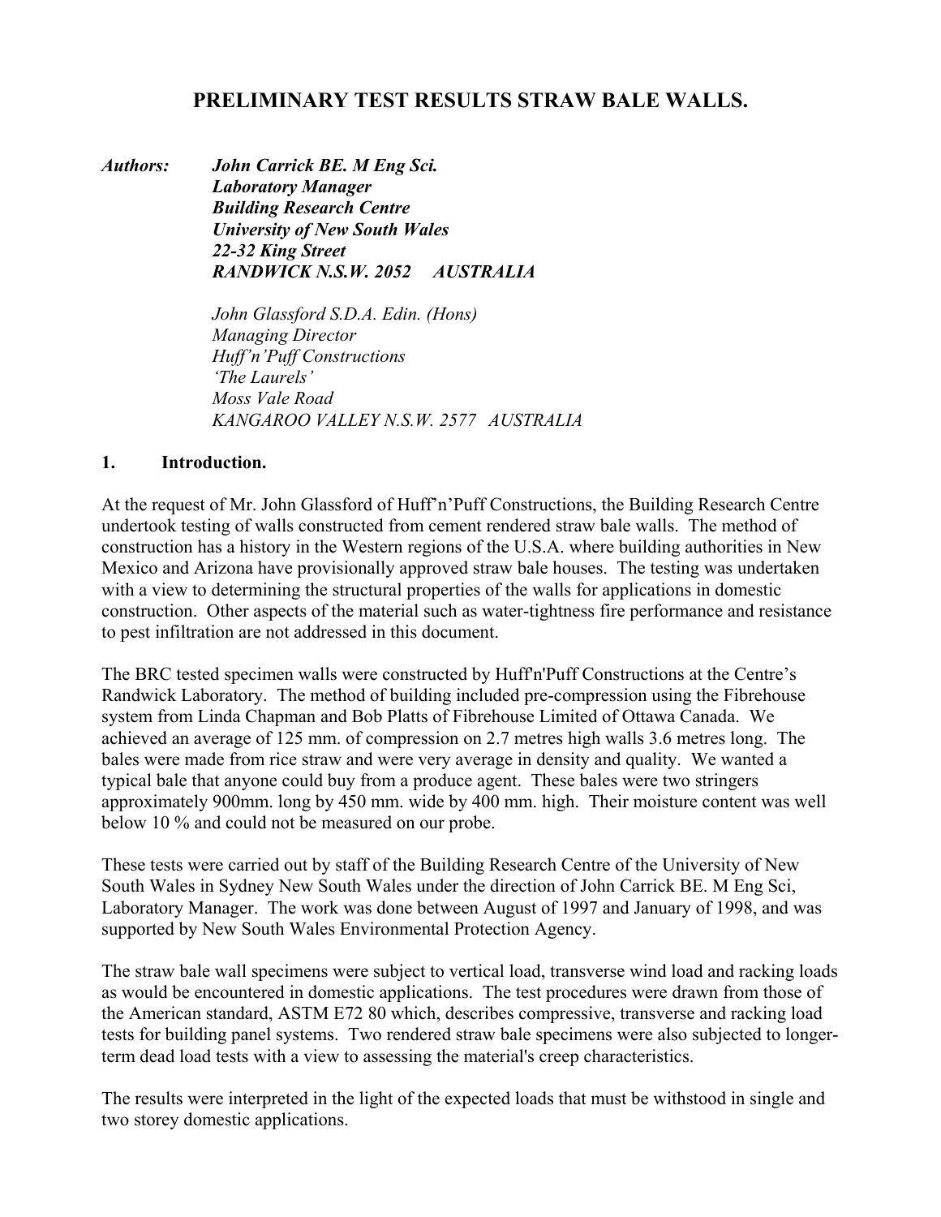# PRELIMINARY TEST RESULTS STRAW BALE WALLS.

***Authors:*** ***John Carrick BE. M Eng Sci.***
***Laboratory Manager***
***Building Research Centre***
***University of New South Wales***
***22-32 King Street***
***RANDWICK N.S.W. 2052 AUSTRALIA***

*John Glassford S.D.A. Edin. (Hons)*
*Managing Director*
*Huff'n'Puff Constructions*
*'The Laurels'*
*Moss Vale Road*
*KANGAROO VALLEY N.S.W. 2577 AUSTRALIA*

## 1. Introduction.

At the request of Mr. John Glassford of Huff'n'Puff Constructions, the Building Research Centre undertook testing of walls constructed from cement rendered straw bale walls. The method of construction has a history in the Western regions of the U.S.A. where building authorities in New Mexico and Arizona have provisionally approved straw bale houses. The testing was undertaken with a view to determining the structural properties of the walls for applications in domestic construction. Other aspects of the material such as water-tightness fire performance and resistance to pest infiltration are not addressed in this document.

The BRC tested specimen walls were constructed by Huff'n'Puff Constructions at the Centre's Randwick Laboratory. The method of building included pre-compression using the Fibrehouse system from Linda Chapman and Bob Platts of Fibrehouse Limited of Ottawa Canada. We achieved an average of 125 mm. of compression on 2.7 metres high walls 3.6 metres long. The bales were made from rice straw and were very average in density and quality. We wanted a typical bale that anyone could buy from a produce agent. These bales were two stringers approximately 900mm. long by 450 mm. wide by 400 mm. high. Their moisture content was well below 10 % and could not be measured on our probe.

These tests were carried out by staff of the Building Research Centre of the University of New South Wales in Sydney New South Wales under the direction of John Carrick BE. M Eng Sci, Laboratory Manager. The work was done between August of 1997 and January of 1998, and was supported by New South Wales Environmental Protection Agency.

The straw bale wall specimens were subject to vertical load, transverse wind load and racking loads as would be encountered in domestic applications. The test procedures were drawn from those of the American standard, ASTM E72 80 which, describes compressive, transverse and racking load tests for building panel systems. Two rendered straw bale specimens were also subjected to longer-term dead load tests with a view to assessing the material's creep characteristics.

The results were interpreted in the light of the expected loads that must be withstood in single and two storey domestic applications.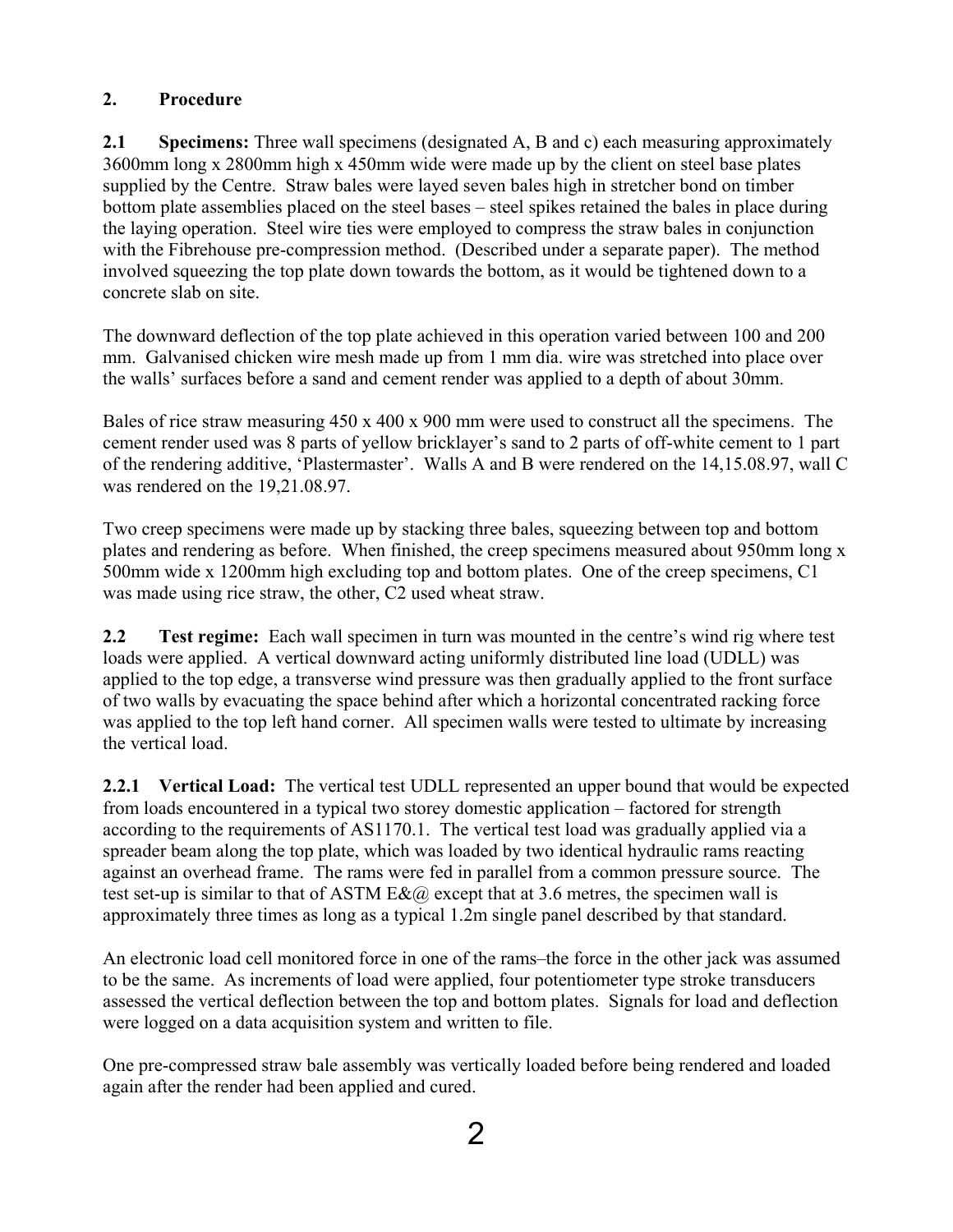## 2. Procedure

**2.1 Specimens:** Three wall specimens (designated A, B and c) each measuring approximately 3600mm long x 2800mm high x 450mm wide were made up by the client on steel base plates supplied by the Centre. Straw bales were layed seven bales high in stretcher bond on timber bottom plate assemblies placed on the steel bases – steel spikes retained the bales in place during the laying operation. Steel wire ties were employed to compress the straw bales in conjunction with the Fibrehouse pre-compression method. (Described under a separate paper). The method involved squeezing the top plate down towards the bottom, as it would be tightened down to a concrete slab on site.

The downward deflection of the top plate achieved in this operation varied between 100 and 200 mm. Galvanised chicken wire mesh made up from 1 mm dia. wire was stretched into place over the walls' surfaces before a sand and cement render was applied to a depth of about 30mm.

Bales of rice straw measuring 450 x 400 x 900 mm were used to construct all the specimens. The cement render used was 8 parts of yellow bricklayer's sand to 2 parts of off-white cement to 1 part of the rendering additive, 'Plastermaster'. Walls A and B were rendered on the 14,15.08.97, wall C was rendered on the 19,21.08.97.

Two creep specimens were made up by stacking three bales, squeezing between top and bottom plates and rendering as before. When finished, the creep specimens measured about 950mm long x 500mm wide x 1200mm high excluding top and bottom plates. One of the creep specimens, C1 was made using rice straw, the other, C2 used wheat straw.

**2.2 Test regime:** Each wall specimen in turn was mounted in the centre's wind rig where test loads were applied. A vertical downward acting uniformly distributed line load (UDLL) was applied to the top edge, a transverse wind pressure was then gradually applied to the front surface of two walls by evacuating the space behind after which a horizontal concentrated racking force was applied to the top left hand corner. All specimen walls were tested to ultimate by increasing the vertical load.

**2.2.1 Vertical Load:** The vertical test UDLL represented an upper bound that would be expected from loads encountered in a typical two storey domestic application – factored for strength according to the requirements of AS1170.1. The vertical test load was gradually applied via a spreader beam along the top plate, which was loaded by two identical hydraulic rams reacting against an overhead frame. The rams were fed in parallel from a common pressure source. The test set-up is similar to that of ASTM E&@ except that at 3.6 metres, the specimen wall is approximately three times as long as a typical 1.2m single panel described by that standard.

An electronic load cell monitored force in one of the rams–the force in the other jack was assumed to be the same. As increments of load were applied, four potentiometer type stroke transducers assessed the vertical deflection between the top and bottom plates. Signals for load and deflection were logged on a data acquisition system and written to file.

One pre-compressed straw bale assembly was vertically loaded before being rendered and loaded again after the render had been applied and cured.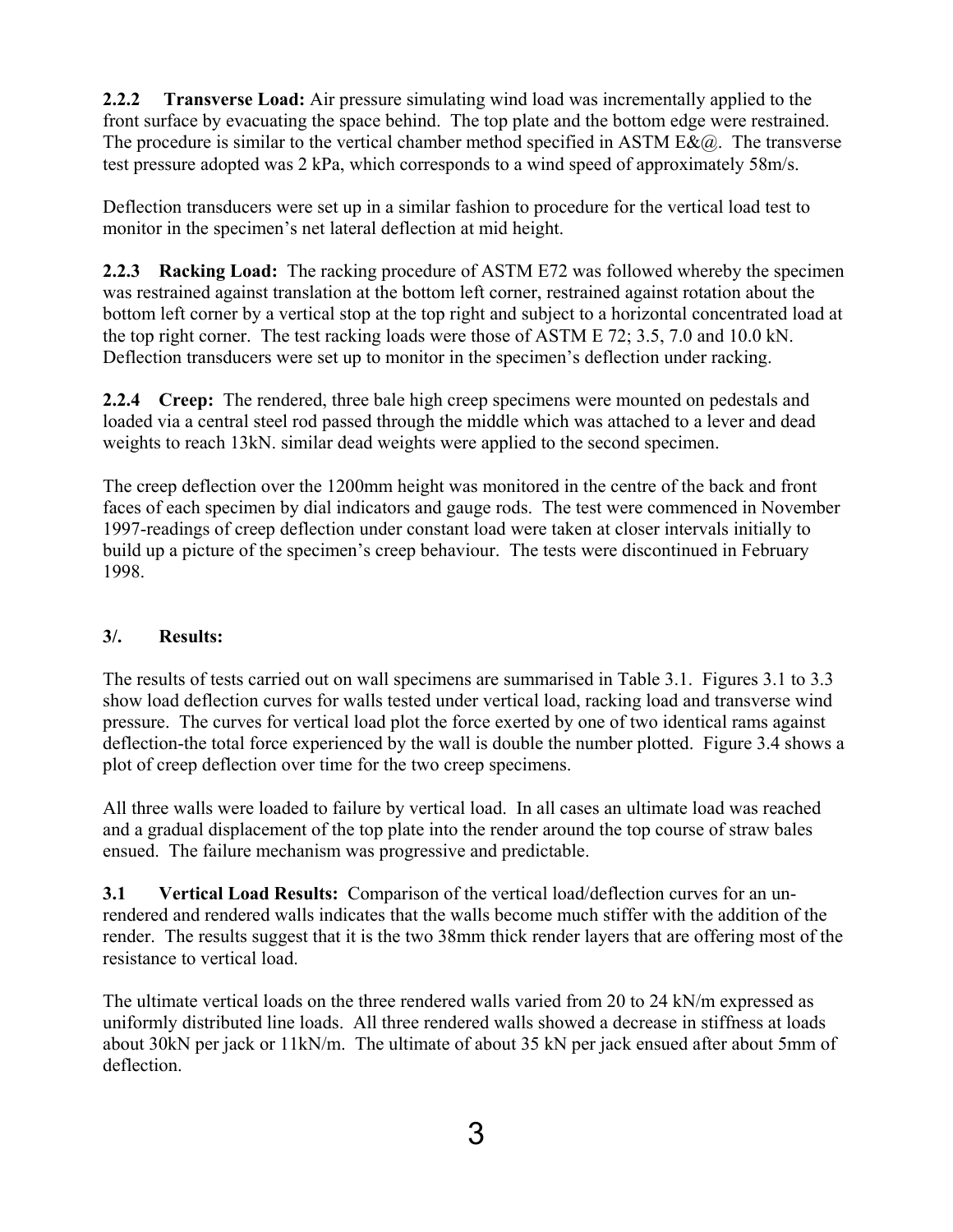**2.2.2 Transverse Load:** Air pressure simulating wind load was incrementally applied to the front surface by evacuating the space behind. The top plate and the bottom edge were restrained. The procedure is similar to the vertical chamber method specified in ASTM E&@. The transverse test pressure adopted was 2 kPa, which corresponds to a wind speed of approximately 58m/s.

Deflection transducers were set up in a similar fashion to procedure for the vertical load test to monitor in the specimen's net lateral deflection at mid height.

**2.2.3 Racking Load:** The racking procedure of ASTM E72 was followed whereby the specimen was restrained against translation at the bottom left corner, restrained against rotation about the bottom left corner by a vertical stop at the top right and subject to a horizontal concentrated load at the top right corner. The test racking loads were those of ASTM E 72; 3.5, 7.0 and 10.0 kN. Deflection transducers were set up to monitor in the specimen's deflection under racking.

**2.2.4 Creep:** The rendered, three bale high creep specimens were mounted on pedestals and loaded via a central steel rod passed through the middle which was attached to a lever and dead weights to reach 13kN. similar dead weights were applied to the second specimen.

The creep deflection over the 1200mm height was monitored in the centre of the back and front faces of each specimen by dial indicators and gauge rods. The test were commenced in November 1997-readings of creep deflection under constant load were taken at closer intervals initially to build up a picture of the specimen's creep behaviour. The tests were discontinued in February 1998.

## 3/. Results:

The results of tests carried out on wall specimens are summarised in Table 3.1. Figures 3.1 to 3.3 show load deflection curves for walls tested under vertical load, racking load and transverse wind pressure. The curves for vertical load plot the force exerted by one of two identical rams against deflection-the total force experienced by the wall is double the number plotted. Figure 3.4 shows a plot of creep deflection over time for the two creep specimens.

All three walls were loaded to failure by vertical load. In all cases an ultimate load was reached and a gradual displacement of the top plate into the render around the top course of straw bales ensued. The failure mechanism was progressive and predictable.

**3.1 Vertical Load Results:** Comparison of the vertical load/deflection curves for an un-rendered and rendered walls indicates that the walls become much stiffer with the addition of the render. The results suggest that it is the two 38mm thick render layers that are offering most of the resistance to vertical load.

The ultimate vertical loads on the three rendered walls varied from 20 to 24 kN/m expressed as uniformly distributed line loads. All three rendered walls showed a decrease in stiffness at loads about 30kN per jack or 11kN/m. The ultimate of about 35 kN per jack ensued after about 5mm of deflection.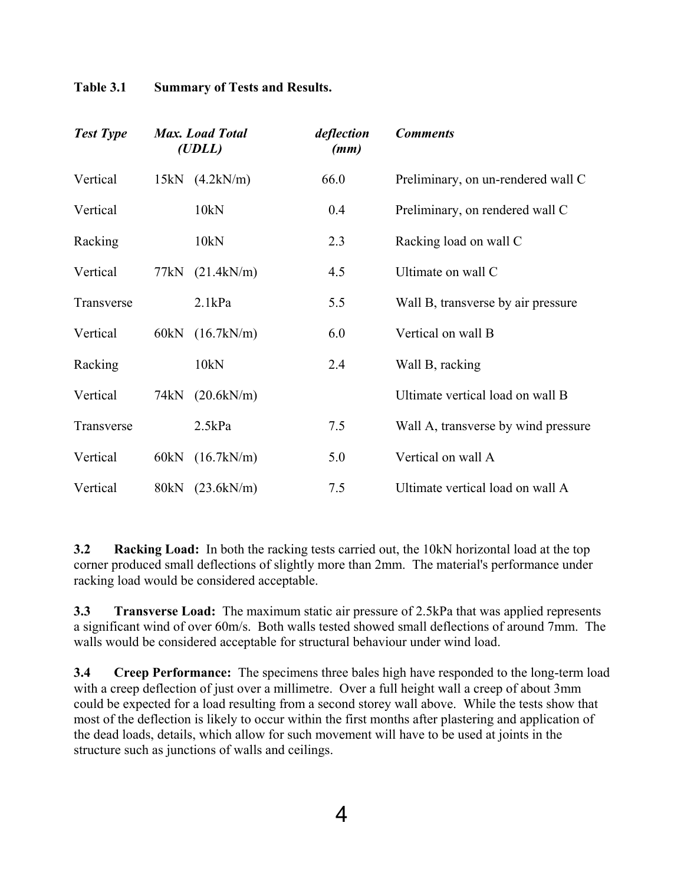**Table 3.1 Summary of Tests and Results.**

| *Test Type* | *Max. Load Total (UDLL)* | *deflection (mm)* | *Comments* |
|---|---|---|---|
| Vertical | 15kN (4.2kN/m) | 66.0 | Preliminary, on un-rendered wall C |
| Vertical | 10kN | 0.4 | Preliminary, on rendered wall C |
| Racking | 10kN | 2.3 | Racking load on wall C |
| Vertical | 77kN (21.4kN/m) | 4.5 | Ultimate on wall C |
| Transverse | 2.1kPa | 5.5 | Wall B, transverse by air pressure |
| Vertical | 60kN (16.7kN/m) | 6.0 | Vertical on wall B |
| Racking | 10kN | 2.4 | Wall B, racking |
| Vertical | 74kN (20.6kN/m) | | Ultimate vertical load on wall B |
| Transverse | 2.5kPa | 7.5 | Wall A, transverse by wind pressure |
| Vertical | 60kN (16.7kN/m) | 5.0 | Vertical on wall A |
| Vertical | 80kN (23.6kN/m) | 7.5 | Ultimate vertical load on wall A |

**3.2 Racking Load:** In both the racking tests carried out, the 10kN horizontal load at the top corner produced small deflections of slightly more than 2mm. The material's performance under racking load would be considered acceptable.

**3.3 Transverse Load:** The maximum static air pressure of 2.5kPa that was applied represents a significant wind of over 60m/s. Both walls tested showed small deflections of around 7mm. The walls would be considered acceptable for structural behaviour under wind load.

**3.4 Creep Performance:** The specimens three bales high have responded to the long-term load with a creep deflection of just over a millimetre. Over a full height wall a creep of about 3mm could be expected for a load resulting from a second storey wall above. While the tests show that most of the deflection is likely to occur within the first months after plastering and application of the dead loads, details, which allow for such movement will have to be used at joints in the structure such as junctions of walls and ceilings.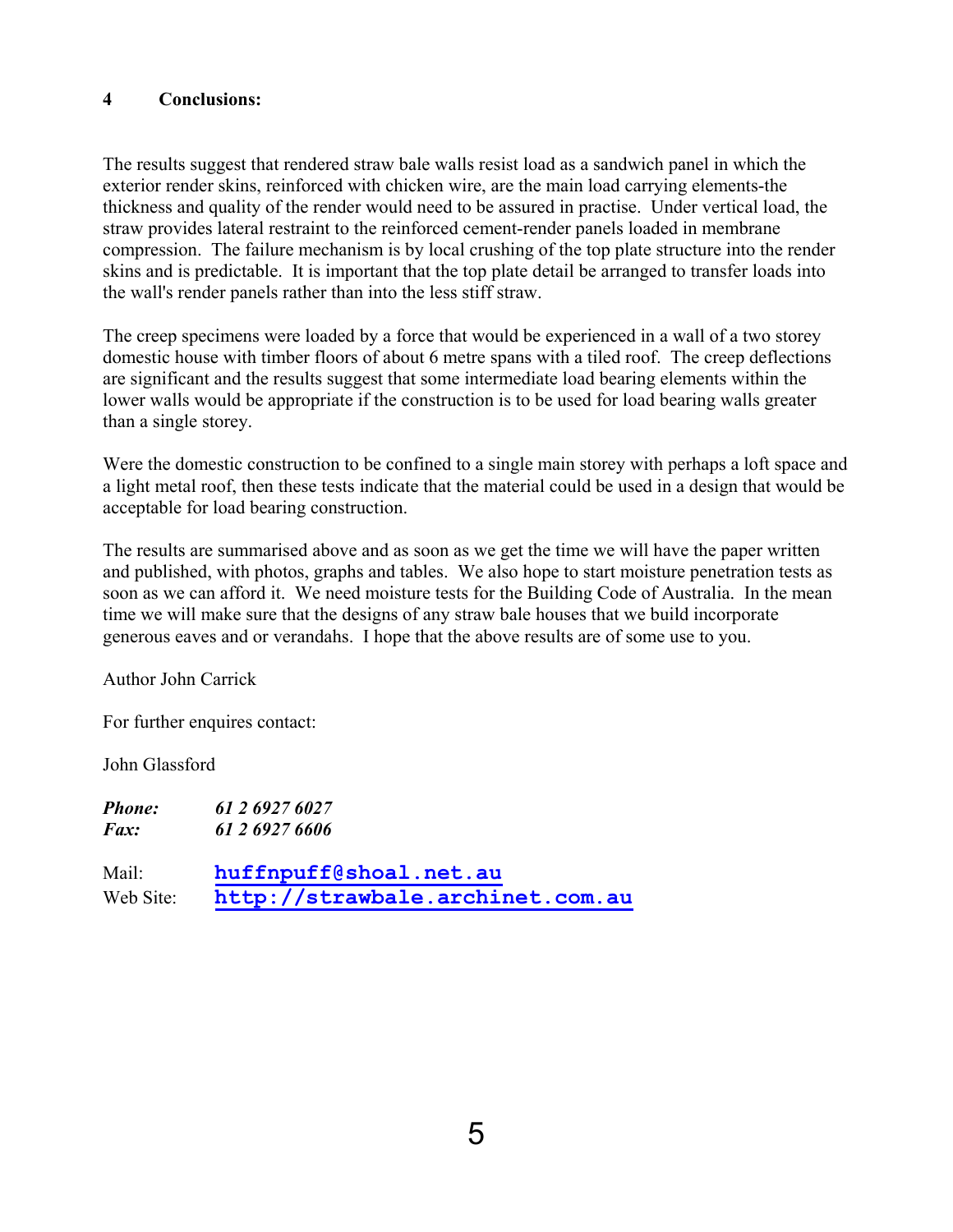## 4 Conclusions:

The results suggest that rendered straw bale walls resist load as a sandwich panel in which the exterior render skins, reinforced with chicken wire, are the main load carrying elements-the thickness and quality of the render would need to be assured in practise. Under vertical load, the straw provides lateral restraint to the reinforced cement-render panels loaded in membrane compression. The failure mechanism is by local crushing of the top plate structure into the render skins and is predictable. It is important that the top plate detail be arranged to transfer loads into the wall's render panels rather than into the less stiff straw.

The creep specimens were loaded by a force that would be experienced in a wall of a two storey domestic house with timber floors of about 6 metre spans with a tiled roof. The creep deflections are significant and the results suggest that some intermediate load bearing elements within the lower walls would be appropriate if the construction is to be used for load bearing walls greater than a single storey.

Were the domestic construction to be confined to a single main storey with perhaps a loft space and a light metal roof, then these tests indicate that the material could be used in a design that would be acceptable for load bearing construction.

The results are summarised above and as soon as we get the time we will have the paper written and published, with photos, graphs and tables. We also hope to start moisture penetration tests as soon as we can afford it. We need moisture tests for the Building Code of Australia. In the mean time we will make sure that the designs of any straw bale houses that we build incorporate generous eaves and or verandahs. I hope that the above results are of some use to you.

Author John Carrick

For further enquires contact:

John Glassford

***Phone:*** *61 2 6927 6027*
***Fax:*** *61 2 6927 6606*

Mail: **huffnpuff@shoal.net.au**
Web Site: **http://strawbale.archinet.com.au**